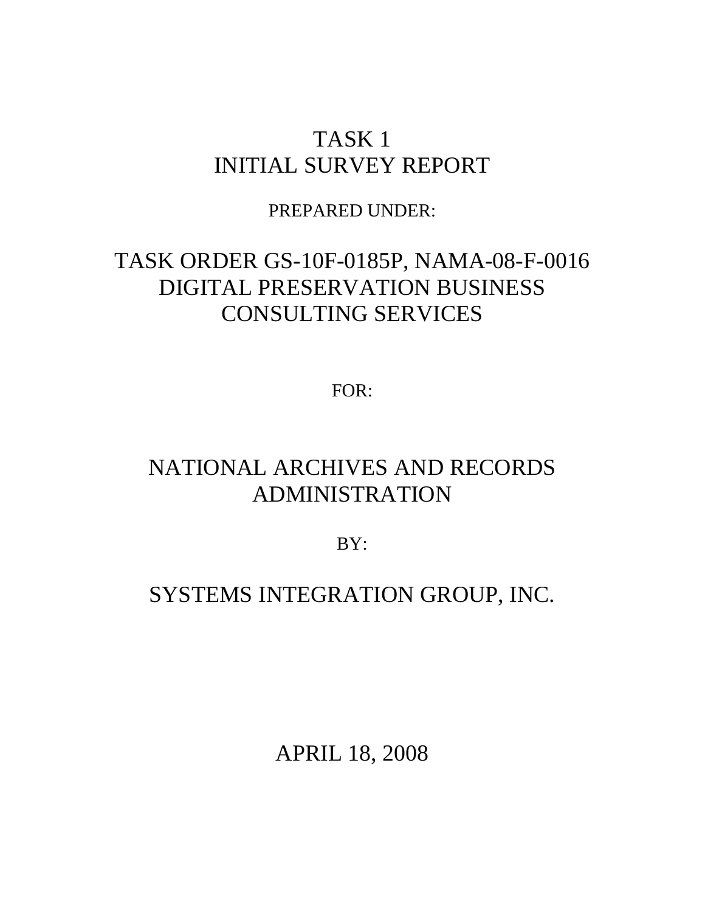# TASK 1
# INITIAL SURVEY REPORT

PREPARED UNDER:

## TASK ORDER GS-10F-0185P, NAMA-08-F-0016
## DIGITAL PRESERVATION BUSINESS CONSULTING SERVICES

FOR:

## NATIONAL ARCHIVES AND RECORDS ADMINISTRATION

BY:

## SYSTEMS INTEGRATION GROUP, INC.

APRIL 18, 2008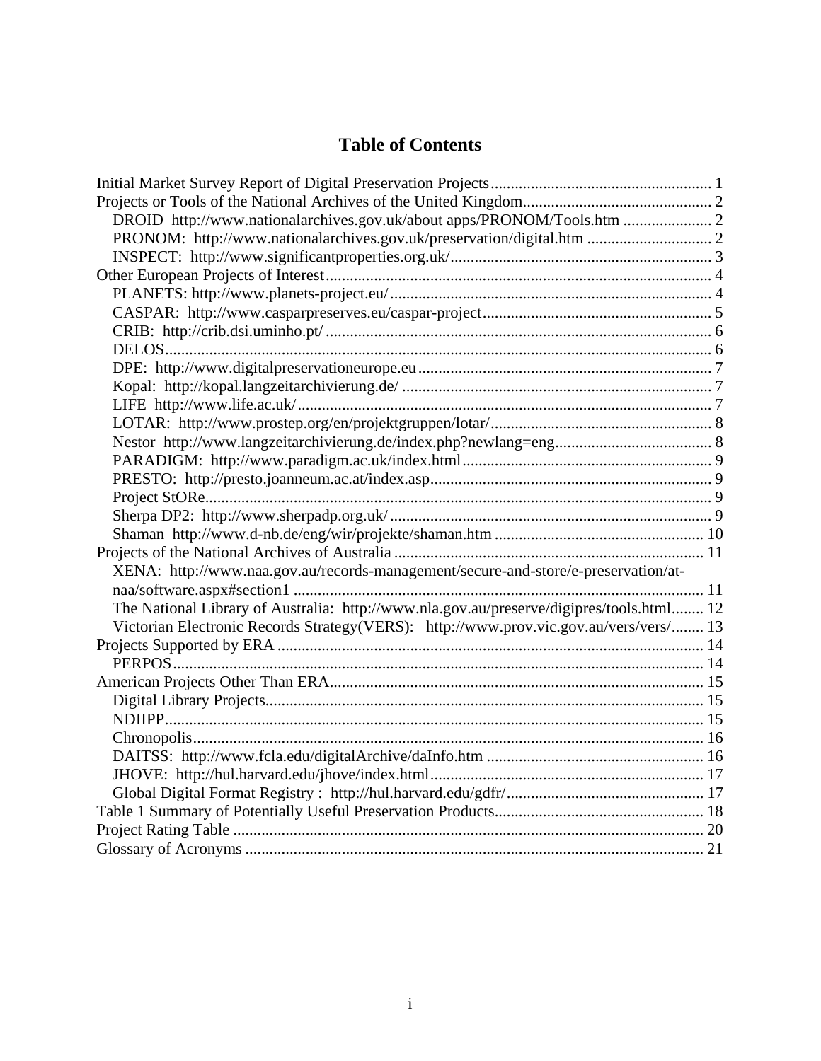# Table of Contents

Initial Market Survey Report of Digital Preservation Projects ........................................................ 1
Projects or Tools of the National Archives of the United Kingdom ............................................... 2
- DROID http://www.nationalarchives.gov.uk/about apps/PRONOM/Tools.htm ...................... 2
- PRONOM: http://www.nationalarchives.gov.uk/preservation/digital.htm ............................... 2
- INSPECT: http://www.significantproperties.org.uk/ ................................................................ 3

Other European Projects of Interest ................................................................................................ 4
- PLANETS: http://www.planets-project.eu/ ............................................................................... 4
- CASPAR: http://www.casparpreserves.eu/caspar-project ......................................................... 5
- CRIB: http://crib.dsi.uminho.pt/ ............................................................................................... 6
- DELOS ....................................................................................................................................... 6
- DPE: http://www.digitalpreservationeurope.eu ........................................................................ 7
- Kopal: http://kopal.langzeitarchivierung.de/ ............................................................................ 7
- LIFE http://www.life.ac.uk/ ...................................................................................................... 7
- LOTAR: http://www.prostep.org/en/projektgruppen/lotar/ ....................................................... 8
- Nestor http://www.langzeitarchivierung.de/index.php?newlang=eng ....................................... 8
- PARADIGM: http://www.paradigm.ac.uk/index.html .............................................................. 9
- PRESTO: http://presto.joanneum.ac.at/index.asp ..................................................................... 9
- Project StORe ............................................................................................................................ 9
- Sherpa DP2: http://www.sherpadp.org.uk/ ............................................................................... 9
- Shaman http://www.d-nb.de/eng/wir/projekte/shaman.htm .................................................... 10

Projects of the National Archives of Australia ............................................................................. 11
- XENA: http://www.naa.gov.au/records-management/secure-and-store/e-preservation/at-naa/software.aspx#section1 ...................................................................................................... 11
- The National Library of Australia: http://www.nla.gov.au/preserve/digipres/tools.html ........ 12
- Victorian Electronic Records Strategy(VERS): http://www.prov.vic.gov.au/vers/vers/ ........ 13

Projects Supported by ERA .......................................................................................................... 14
- PERPOS .................................................................................................................................. 14

American Projects Other Than ERA ............................................................................................. 15
- Digital Library Projects ........................................................................................................... 15
- NDIIPP .................................................................................................................................... 15
- Chronopolis ............................................................................................................................. 16
- DAITSS: http://www.fcla.edu/digitalArchive/daInfo.htm ...................................................... 16
- JHOVE: http://hul.harvard.edu/jhove/index.html ................................................................... 17
- Global Digital Format Registry : http://hul.harvard.edu/gdfr/ ................................................. 17

Table 1 Summary of Potentially Useful Preservation Products .................................................... 18
Project Rating Table ..................................................................................................................... 20
Glossary of Acronyms .................................................................................................................. 21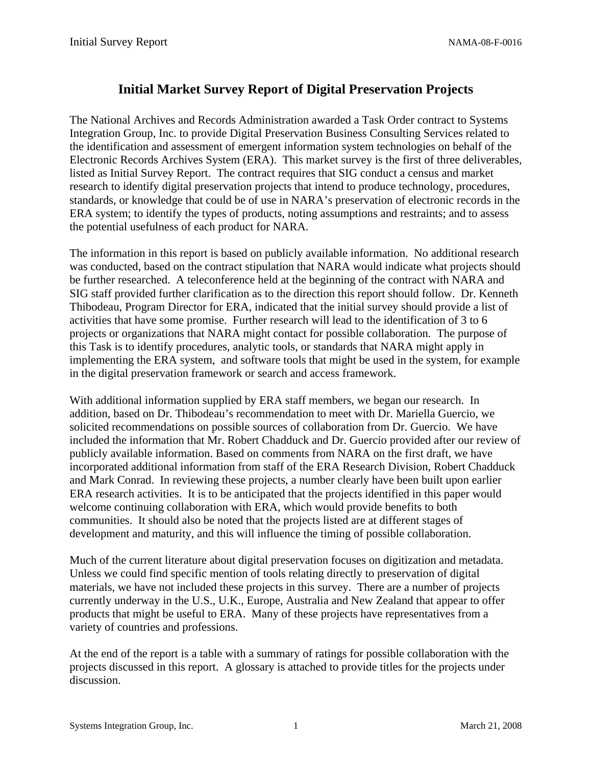# Initial Market Survey Report of Digital Preservation Projects

The National Archives and Records Administration awarded a Task Order contract to Systems Integration Group, Inc. to provide Digital Preservation Business Consulting Services related to the identification and assessment of emergent information system technologies on behalf of the Electronic Records Archives System (ERA). This market survey is the first of three deliverables, listed as Initial Survey Report. The contract requires that SIG conduct a census and market research to identify digital preservation projects that intend to produce technology, procedures, standards, or knowledge that could be of use in NARA's preservation of electronic records in the ERA system; to identify the types of products, noting assumptions and restraints; and to assess the potential usefulness of each product for NARA.

The information in this report is based on publicly available information. No additional research was conducted, based on the contract stipulation that NARA would indicate what projects should be further researched. A teleconference held at the beginning of the contract with NARA and SIG staff provided further clarification as to the direction this report should follow. Dr. Kenneth Thibodeau, Program Director for ERA, indicated that the initial survey should provide a list of activities that have some promise. Further research will lead to the identification of 3 to 6 projects or organizations that NARA might contact for possible collaboration. The purpose of this Task is to identify procedures, analytic tools, or standards that NARA might apply in implementing the ERA system, and software tools that might be used in the system, for example in the digital preservation framework or search and access framework.

With additional information supplied by ERA staff members, we began our research. In addition, based on Dr. Thibodeau's recommendation to meet with Dr. Mariella Guercio, we solicited recommendations on possible sources of collaboration from Dr. Guercio. We have included the information that Mr. Robert Chadduck and Dr. Guercio provided after our review of publicly available information. Based on comments from NARA on the first draft, we have incorporated additional information from staff of the ERA Research Division, Robert Chadduck and Mark Conrad. In reviewing these projects, a number clearly have been built upon earlier ERA research activities. It is to be anticipated that the projects identified in this paper would welcome continuing collaboration with ERA, which would provide benefits to both communities. It should also be noted that the projects listed are at different stages of development and maturity, and this will influence the timing of possible collaboration.

Much of the current literature about digital preservation focuses on digitization and metadata. Unless we could find specific mention of tools relating directly to preservation of digital materials, we have not included these projects in this survey. There are a number of projects currently underway in the U.S., U.K., Europe, Australia and New Zealand that appear to offer products that might be useful to ERA. Many of these projects have representatives from a variety of countries and professions.

At the end of the report is a table with a summary of ratings for possible collaboration with the projects discussed in this report. A glossary is attached to provide titles for the projects under discussion.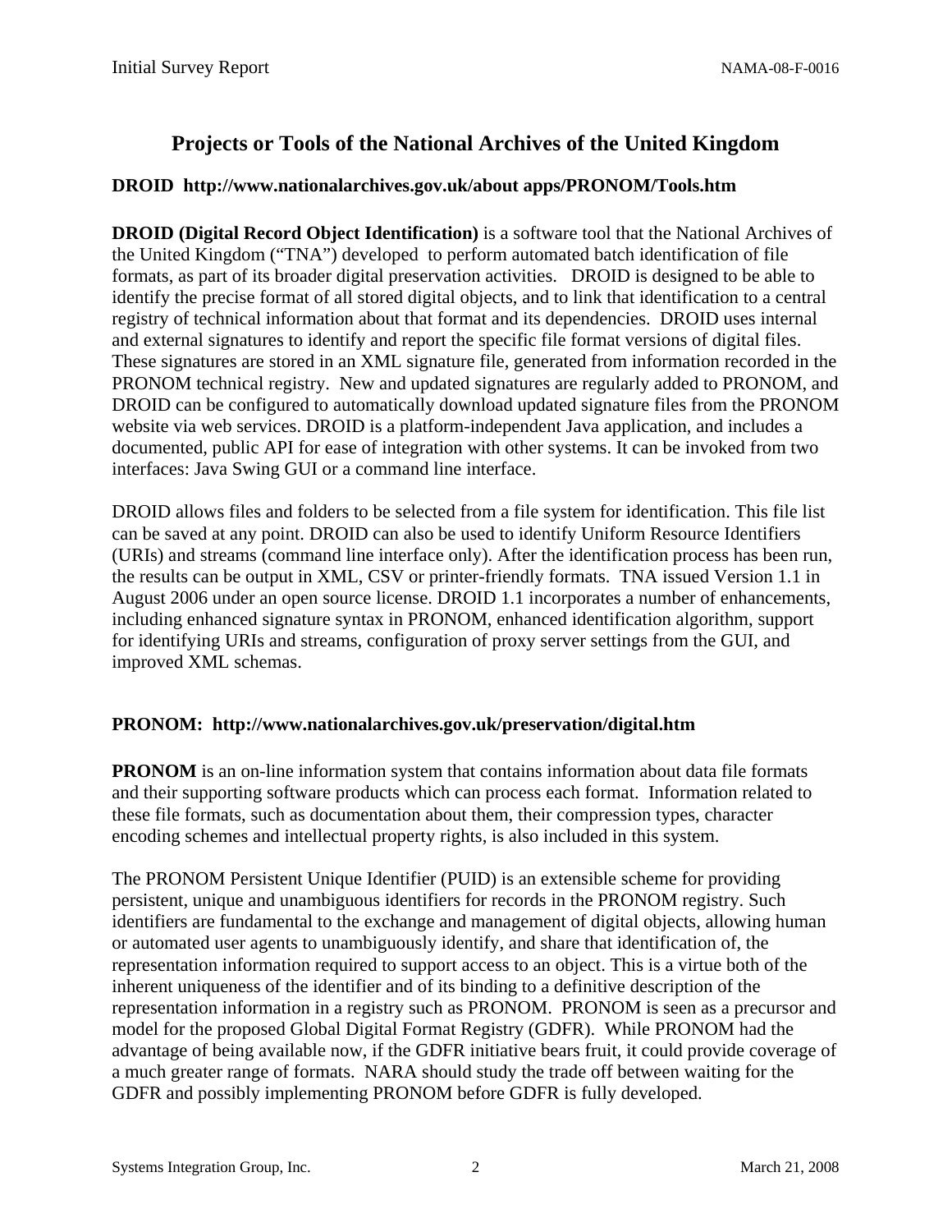## Projects or Tools of the National Archives of the United Kingdom

### DROID http://www.nationalarchives.gov.uk/about apps/PRONOM/Tools.htm

**DROID (Digital Record Object Identification)** is a software tool that the National Archives of the United Kingdom ("TNA") developed to perform automated batch identification of file formats, as part of its broader digital preservation activities. DROID is designed to be able to identify the precise format of all stored digital objects, and to link that identification to a central registry of technical information about that format and its dependencies. DROID uses internal and external signatures to identify and report the specific file format versions of digital files. These signatures are stored in an XML signature file, generated from information recorded in the PRONOM technical registry. New and updated signatures are regularly added to PRONOM, and DROID can be configured to automatically download updated signature files from the PRONOM website via web services. DROID is a platform-independent Java application, and includes a documented, public API for ease of integration with other systems. It can be invoked from two interfaces: Java Swing GUI or a command line interface.

DROID allows files and folders to be selected from a file system for identification. This file list can be saved at any point. DROID can also be used to identify Uniform Resource Identifiers (URIs) and streams (command line interface only). After the identification process has been run, the results can be output in XML, CSV or printer-friendly formats. TNA issued Version 1.1 in August 2006 under an open source license. DROID 1.1 incorporates a number of enhancements, including enhanced signature syntax in PRONOM, enhanced identification algorithm, support for identifying URIs and streams, configuration of proxy server settings from the GUI, and improved XML schemas.

### PRONOM: http://www.nationalarchives.gov.uk/preservation/digital.htm

**PRONOM** is an on-line information system that contains information about data file formats and their supporting software products which can process each format. Information related to these file formats, such as documentation about them, their compression types, character encoding schemes and intellectual property rights, is also included in this system.

The PRONOM Persistent Unique Identifier (PUID) is an extensible scheme for providing persistent, unique and unambiguous identifiers for records in the PRONOM registry. Such identifiers are fundamental to the exchange and management of digital objects, allowing human or automated user agents to unambiguously identify, and share that identification of, the representation information required to support access to an object. This is a virtue both of the inherent uniqueness of the identifier and of its binding to a definitive description of the representation information in a registry such as PRONOM. PRONOM is seen as a precursor and model for the proposed Global Digital Format Registry (GDFR). While PRONOM had the advantage of being available now, if the GDFR initiative bears fruit, it could provide coverage of a much greater range of formats. NARA should study the trade off between waiting for the GDFR and possibly implementing PRONOM before GDFR is fully developed.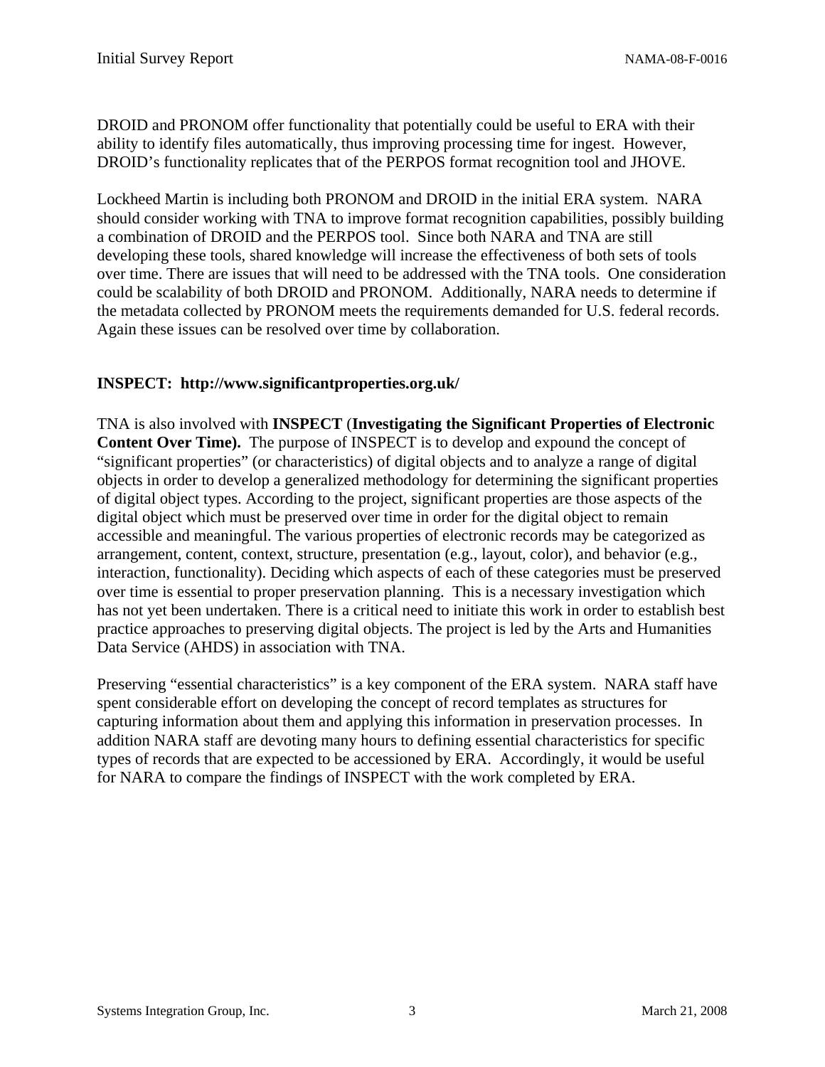DROID and PRONOM offer functionality that potentially could be useful to ERA with their ability to identify files automatically, thus improving processing time for ingest. However, DROID's functionality replicates that of the PERPOS format recognition tool and JHOVE.

Lockheed Martin is including both PRONOM and DROID in the initial ERA system. NARA should consider working with TNA to improve format recognition capabilities, possibly building a combination of DROID and the PERPOS tool. Since both NARA and TNA are still developing these tools, shared knowledge will increase the effectiveness of both sets of tools over time. There are issues that will need to be addressed with the TNA tools. One consideration could be scalability of both DROID and PRONOM. Additionally, NARA needs to determine if the metadata collected by PRONOM meets the requirements demanded for U.S. federal records. Again these issues can be resolved over time by collaboration.

**INSPECT: http://www.significantproperties.org.uk/**

TNA is also involved with **INSPECT** (**Investigating the Significant Properties of Electronic Content Over Time).** The purpose of INSPECT is to develop and expound the concept of "significant properties" (or characteristics) of digital objects and to analyze a range of digital objects in order to develop a generalized methodology for determining the significant properties of digital object types. According to the project, significant properties are those aspects of the digital object which must be preserved over time in order for the digital object to remain accessible and meaningful. The various properties of electronic records may be categorized as arrangement, content, context, structure, presentation (e.g., layout, color), and behavior (e.g., interaction, functionality). Deciding which aspects of each of these categories must be preserved over time is essential to proper preservation planning. This is a necessary investigation which has not yet been undertaken. There is a critical need to initiate this work in order to establish best practice approaches to preserving digital objects. The project is led by the Arts and Humanities Data Service (AHDS) in association with TNA.

Preserving "essential characteristics" is a key component of the ERA system. NARA staff have spent considerable effort on developing the concept of record templates as structures for capturing information about them and applying this information in preservation processes. In addition NARA staff are devoting many hours to defining essential characteristics for specific types of records that are expected to be accessioned by ERA. Accordingly, it would be useful for NARA to compare the findings of INSPECT with the work completed by ERA.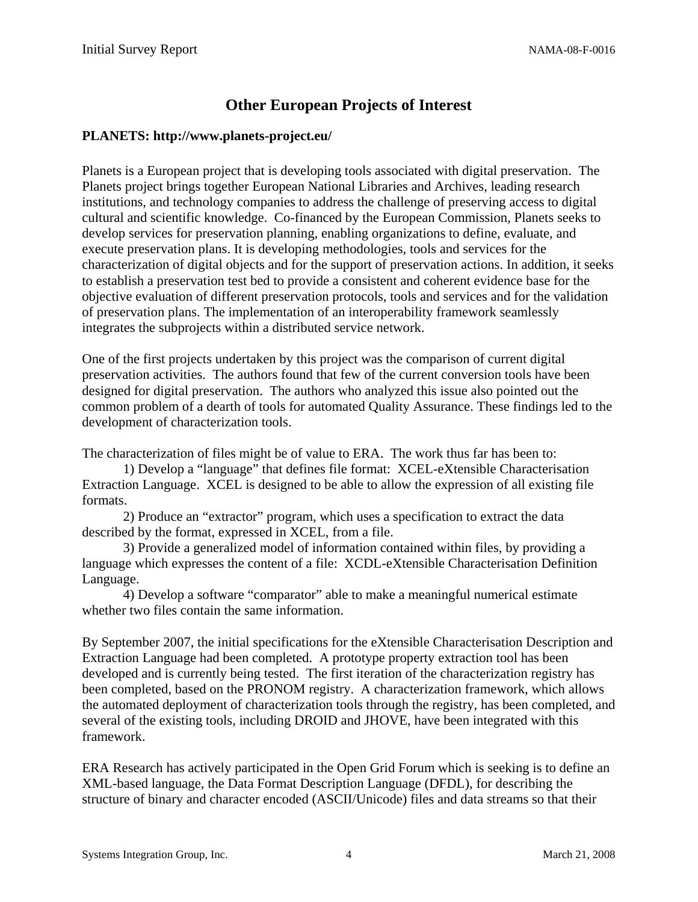## Other European Projects of Interest

**PLANETS: http://www.planets-project.eu/**

Planets is a European project that is developing tools associated with digital preservation. The Planets project brings together European National Libraries and Archives, leading research institutions, and technology companies to address the challenge of preserving access to digital cultural and scientific knowledge. Co-financed by the European Commission, Planets seeks to develop services for preservation planning, enabling organizations to define, evaluate, and execute preservation plans. It is developing methodologies, tools and services for the characterization of digital objects and for the support of preservation actions. In addition, it seeks to establish a preservation test bed to provide a consistent and coherent evidence base for the objective evaluation of different preservation protocols, tools and services and for the validation of preservation plans. The implementation of an interoperability framework seamlessly integrates the subprojects within a distributed service network.

One of the first projects undertaken by this project was the comparison of current digital preservation activities. The authors found that few of the current conversion tools have been designed for digital preservation. The authors who analyzed this issue also pointed out the common problem of a dearth of tools for automated Quality Assurance. These findings led to the development of characterization tools.

The characterization of files might be of value to ERA. The work thus far has been to:

1) Develop a "language" that defines file format: XCEL-eXtensible Characterisation Extraction Language. XCEL is designed to be able to allow the expression of all existing file formats.

2) Produce an "extractor" program, which uses a specification to extract the data described by the format, expressed in XCEL, from a file.

3) Provide a generalized model of information contained within files, by providing a language which expresses the content of a file: XCDL-eXtensible Characterisation Definition Language.

4) Develop a software "comparator" able to make a meaningful numerical estimate whether two files contain the same information.

By September 2007, the initial specifications for the eXtensible Characterisation Description and Extraction Language had been completed. A prototype property extraction tool has been developed and is currently being tested. The first iteration of the characterization registry has been completed, based on the PRONOM registry. A characterization framework, which allows the automated deployment of characterization tools through the registry, has been completed, and several of the existing tools, including DROID and JHOVE, have been integrated with this framework.

ERA Research has actively participated in the Open Grid Forum which is seeking is to define an XML-based language, the Data Format Description Language (DFDL), for describing the structure of binary and character encoded (ASCII/Unicode) files and data streams so that their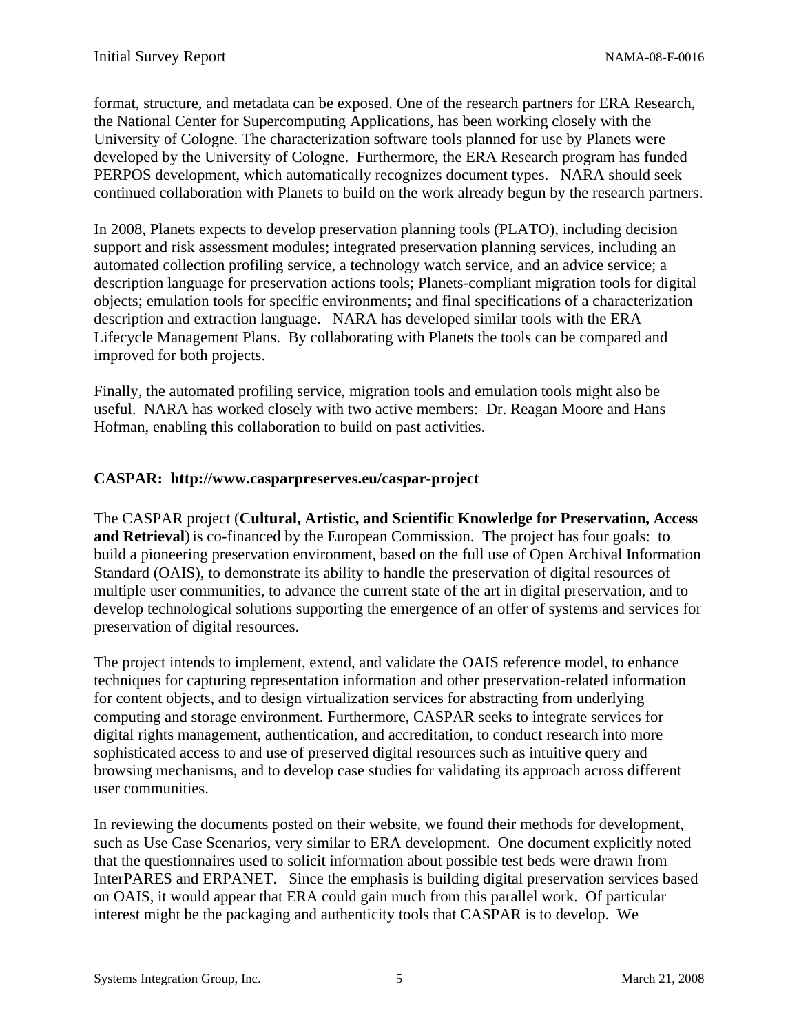format, structure, and metadata can be exposed. One of the research partners for ERA Research, the National Center for Supercomputing Applications, has been working closely with the University of Cologne. The characterization software tools planned for use by Planets were developed by the University of Cologne. Furthermore, the ERA Research program has funded PERPOS development, which automatically recognizes document types. NARA should seek continued collaboration with Planets to build on the work already begun by the research partners.

In 2008, Planets expects to develop preservation planning tools (PLATO), including decision support and risk assessment modules; integrated preservation planning services, including an automated collection profiling service, a technology watch service, and an advice service; a description language for preservation actions tools; Planets-compliant migration tools for digital objects; emulation tools for specific environments; and final specifications of a characterization description and extraction language. NARA has developed similar tools with the ERA Lifecycle Management Plans. By collaborating with Planets the tools can be compared and improved for both projects.

Finally, the automated profiling service, migration tools and emulation tools might also be useful. NARA has worked closely with two active members: Dr. Reagan Moore and Hans Hofman, enabling this collaboration to build on past activities.

**CASPAR: http://www.casparpreserves.eu/caspar-project**

The CASPAR project (**Cultural, Artistic, and Scientific Knowledge for Preservation, Access and Retrieval**) is co-financed by the European Commission. The project has four goals: to build a pioneering preservation environment, based on the full use of Open Archival Information Standard (OAIS), to demonstrate its ability to handle the preservation of digital resources of multiple user communities, to advance the current state of the art in digital preservation, and to develop technological solutions supporting the emergence of an offer of systems and services for preservation of digital resources.

The project intends to implement, extend, and validate the OAIS reference model, to enhance techniques for capturing representation information and other preservation-related information for content objects, and to design virtualization services for abstracting from underlying computing and storage environment. Furthermore, CASPAR seeks to integrate services for digital rights management, authentication, and accreditation, to conduct research into more sophisticated access to and use of preserved digital resources such as intuitive query and browsing mechanisms, and to develop case studies for validating its approach across different user communities.

In reviewing the documents posted on their website, we found their methods for development, such as Use Case Scenarios, very similar to ERA development. One document explicitly noted that the questionnaires used to solicit information about possible test beds were drawn from InterPARES and ERPANET. Since the emphasis is building digital preservation services based on OAIS, it would appear that ERA could gain much from this parallel work. Of particular interest might be the packaging and authenticity tools that CASPAR is to develop. We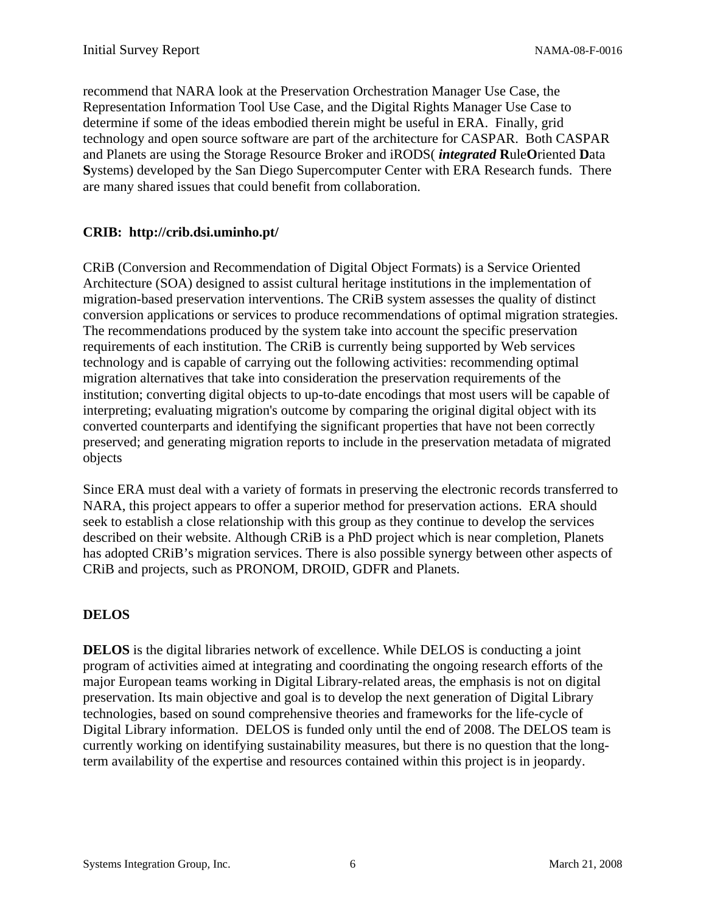recommend that NARA look at the Preservation Orchestration Manager Use Case, the Representation Information Tool Use Case, and the Digital Rights Manager Use Case to determine if some of the ideas embodied therein might be useful in ERA. Finally, grid technology and open source software are part of the architecture for CASPAR. Both CASPAR and Planets are using the Storage Resource Broker and iRODS( ***integrated*** **R**ule**O**riented **D**ata **S**ystems) developed by the San Diego Supercomputer Center with ERA Research funds. There are many shared issues that could benefit from collaboration.

**CRIB: http://crib.dsi.uminho.pt/**

CRiB (Conversion and Recommendation of Digital Object Formats) is a Service Oriented Architecture (SOA) designed to assist cultural heritage institutions in the implementation of migration-based preservation interventions. The CRiB system assesses the quality of distinct conversion applications or services to produce recommendations of optimal migration strategies. The recommendations produced by the system take into account the specific preservation requirements of each institution. The CRiB is currently being supported by Web services technology and is capable of carrying out the following activities: recommending optimal migration alternatives that take into consideration the preservation requirements of the institution; converting digital objects to up-to-date encodings that most users will be capable of interpreting; evaluating migration's outcome by comparing the original digital object with its converted counterparts and identifying the significant properties that have not been correctly preserved; and generating migration reports to include in the preservation metadata of migrated objects

Since ERA must deal with a variety of formats in preserving the electronic records transferred to NARA, this project appears to offer a superior method for preservation actions. ERA should seek to establish a close relationship with this group as they continue to develop the services described on their website. Although CRiB is a PhD project which is near completion, Planets has adopted CRiB's migration services. There is also possible synergy between other aspects of CRiB and projects, such as PRONOM, DROID, GDFR and Planets.

**DELOS**

**DELOS** is the digital libraries network of excellence. While DELOS is conducting a joint program of activities aimed at integrating and coordinating the ongoing research efforts of the major European teams working in Digital Library-related areas, the emphasis is not on digital preservation. Its main objective and goal is to develop the next generation of Digital Library technologies, based on sound comprehensive theories and frameworks for the life-cycle of Digital Library information. DELOS is funded only until the end of 2008. The DELOS team is currently working on identifying sustainability measures, but there is no question that the long-term availability of the expertise and resources contained within this project is in jeopardy.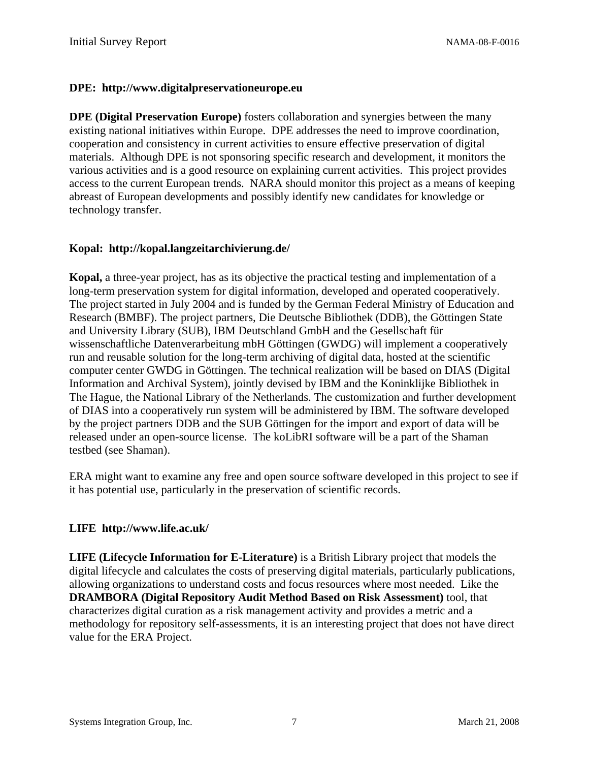### DPE: http://www.digitalpreservationeurope.eu

**DPE (Digital Preservation Europe)** fosters collaboration and synergies between the many existing national initiatives within Europe. DPE addresses the need to improve coordination, cooperation and consistency in current activities to ensure effective preservation of digital materials. Although DPE is not sponsoring specific research and development, it monitors the various activities and is a good resource on explaining current activities. This project provides access to the current European trends. NARA should monitor this project as a means of keeping abreast of European developments and possibly identify new candidates for knowledge or technology transfer.

### Kopal: http://kopal.langzeitarchivierung.de/

**Kopal,** a three-year project, has as its objective the practical testing and implementation of a long-term preservation system for digital information, developed and operated cooperatively. The project started in July 2004 and is funded by the German Federal Ministry of Education and Research (BMBF). The project partners, Die Deutsche Bibliothek (DDB), the Göttingen State and University Library (SUB), IBM Deutschland GmbH and the Gesellschaft für wissenschaftliche Datenverarbeitung mbH Göttingen (GWDG) will implement a cooperatively run and reusable solution for the long-term archiving of digital data, hosted at the scientific computer center GWDG in Göttingen. The technical realization will be based on DIAS (Digital Information and Archival System), jointly devised by IBM and the Koninklijke Bibliotheek in The Hague, the National Library of the Netherlands. The customization and further development of DIAS into a cooperatively run system will be administered by IBM. The software developed by the project partners DDB and the SUB Göttingen for the import and export of data will be released under an open-source license. The koLibRI software will be a part of the Shaman testbed (see Shaman).

ERA might want to examine any free and open source software developed in this project to see if it has potential use, particularly in the preservation of scientific records.

### LIFE http://www.life.ac.uk/

**LIFE (Lifecycle Information for E-Literature)** is a British Library project that models the digital lifecycle and calculates the costs of preserving digital materials, particularly publications, allowing organizations to understand costs and focus resources where most needed. Like the **DRAMBORA (Digital Repository Audit Method Based on Risk Assessment)** tool, that characterizes digital curation as a risk management activity and provides a metric and a methodology for repository self-assessments, it is an interesting project that does not have direct value for the ERA Project.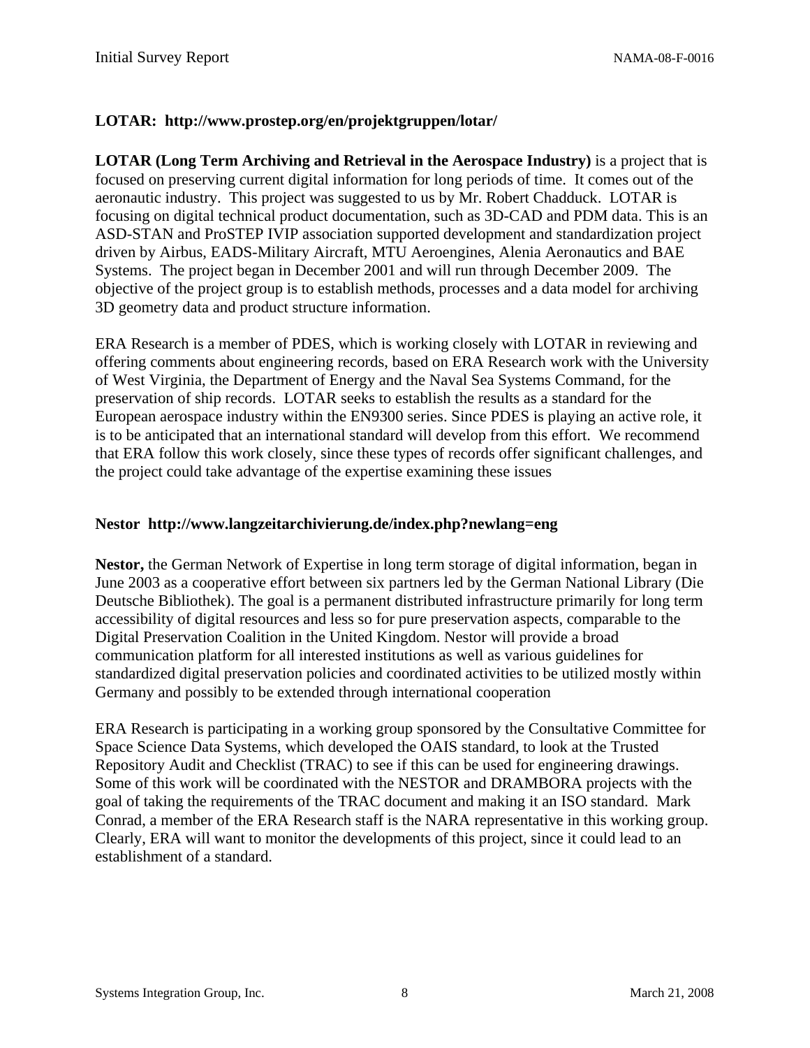**LOTAR: http://www.prostep.org/en/projektgruppen/lotar/**

**LOTAR (Long Term Archiving and Retrieval in the Aerospace Industry)** is a project that is focused on preserving current digital information for long periods of time. It comes out of the aeronautic industry. This project was suggested to us by Mr. Robert Chadduck. LOTAR is focusing on digital technical product documentation, such as 3D-CAD and PDM data. This is an ASD-STAN and ProSTEP IVIP association supported development and standardization project driven by Airbus, EADS-Military Aircraft, MTU Aeroengines, Alenia Aeronautics and BAE Systems. The project began in December 2001 and will run through December 2009. The objective of the project group is to establish methods, processes and a data model for archiving 3D geometry data and product structure information.

ERA Research is a member of PDES, which is working closely with LOTAR in reviewing and offering comments about engineering records, based on ERA Research work with the University of West Virginia, the Department of Energy and the Naval Sea Systems Command, for the preservation of ship records. LOTAR seeks to establish the results as a standard for the European aerospace industry within the EN9300 series. Since PDES is playing an active role, it is to be anticipated that an international standard will develop from this effort. We recommend that ERA follow this work closely, since these types of records offer significant challenges, and the project could take advantage of the expertise examining these issues

**Nestor http://www.langzeitarchivierung.de/index.php?newlang=eng**

**Nestor,** the German Network of Expertise in long term storage of digital information, began in June 2003 as a cooperative effort between six partners led by the German National Library (Die Deutsche Bibliothek). The goal is a permanent distributed infrastructure primarily for long term accessibility of digital resources and less so for pure preservation aspects, comparable to the Digital Preservation Coalition in the United Kingdom. Nestor will provide a broad communication platform for all interested institutions as well as various guidelines for standardized digital preservation policies and coordinated activities to be utilized mostly within Germany and possibly to be extended through international cooperation

ERA Research is participating in a working group sponsored by the Consultative Committee for Space Science Data Systems, which developed the OAIS standard, to look at the Trusted Repository Audit and Checklist (TRAC) to see if this can be used for engineering drawings. Some of this work will be coordinated with the NESTOR and DRAMBORA projects with the goal of taking the requirements of the TRAC document and making it an ISO standard. Mark Conrad, a member of the ERA Research staff is the NARA representative in this working group. Clearly, ERA will want to monitor the developments of this project, since it could lead to an establishment of a standard.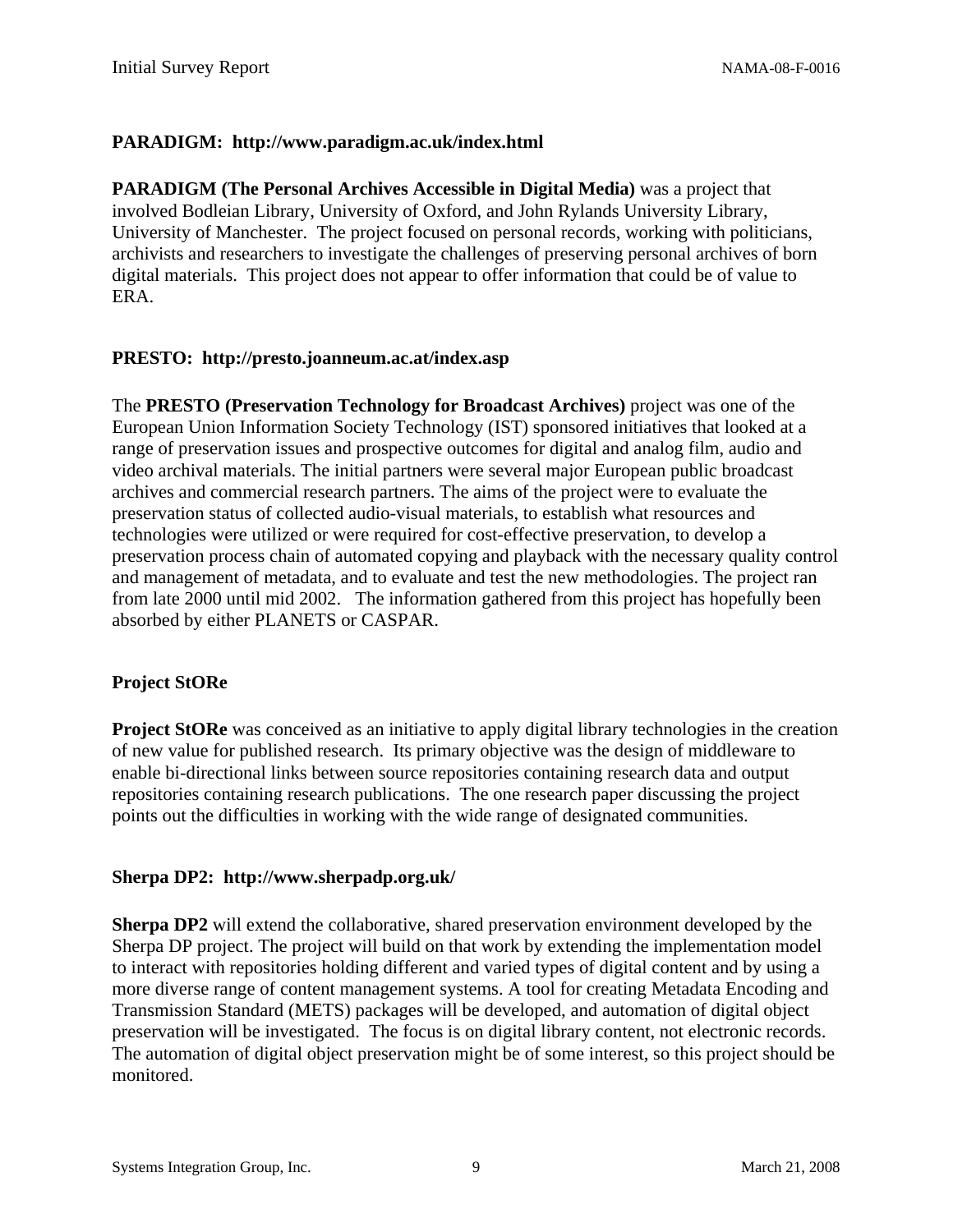**PARADIGM: http://www.paradigm.ac.uk/index.html**

**PARADIGM (The Personal Archives Accessible in Digital Media)** was a project that involved Bodleian Library, University of Oxford, and John Rylands University Library, University of Manchester. The project focused on personal records, working with politicians, archivists and researchers to investigate the challenges of preserving personal archives of born digital materials. This project does not appear to offer information that could be of value to ERA.

**PRESTO: http://presto.joanneum.ac.at/index.asp**

The **PRESTO (Preservation Technology for Broadcast Archives)** project was one of the European Union Information Society Technology (IST) sponsored initiatives that looked at a range of preservation issues and prospective outcomes for digital and analog film, audio and video archival materials. The initial partners were several major European public broadcast archives and commercial research partners. The aims of the project were to evaluate the preservation status of collected audio-visual materials, to establish what resources and technologies were utilized or were required for cost-effective preservation, to develop a preservation process chain of automated copying and playback with the necessary quality control and management of metadata, and to evaluate and test the new methodologies. The project ran from late 2000 until mid 2002. The information gathered from this project has hopefully been absorbed by either PLANETS or CASPAR.

**Project StORe**

**Project StORe** was conceived as an initiative to apply digital library technologies in the creation of new value for published research. Its primary objective was the design of middleware to enable bi-directional links between source repositories containing research data and output repositories containing research publications. The one research paper discussing the project points out the difficulties in working with the wide range of designated communities.

**Sherpa DP2: http://www.sherpadp.org.uk/**

**Sherpa DP2** will extend the collaborative, shared preservation environment developed by the Sherpa DP project. The project will build on that work by extending the implementation model to interact with repositories holding different and varied types of digital content and by using a more diverse range of content management systems. A tool for creating Metadata Encoding and Transmission Standard (METS) packages will be developed, and automation of digital object preservation will be investigated. The focus is on digital library content, not electronic records. The automation of digital object preservation might be of some interest, so this project should be monitored.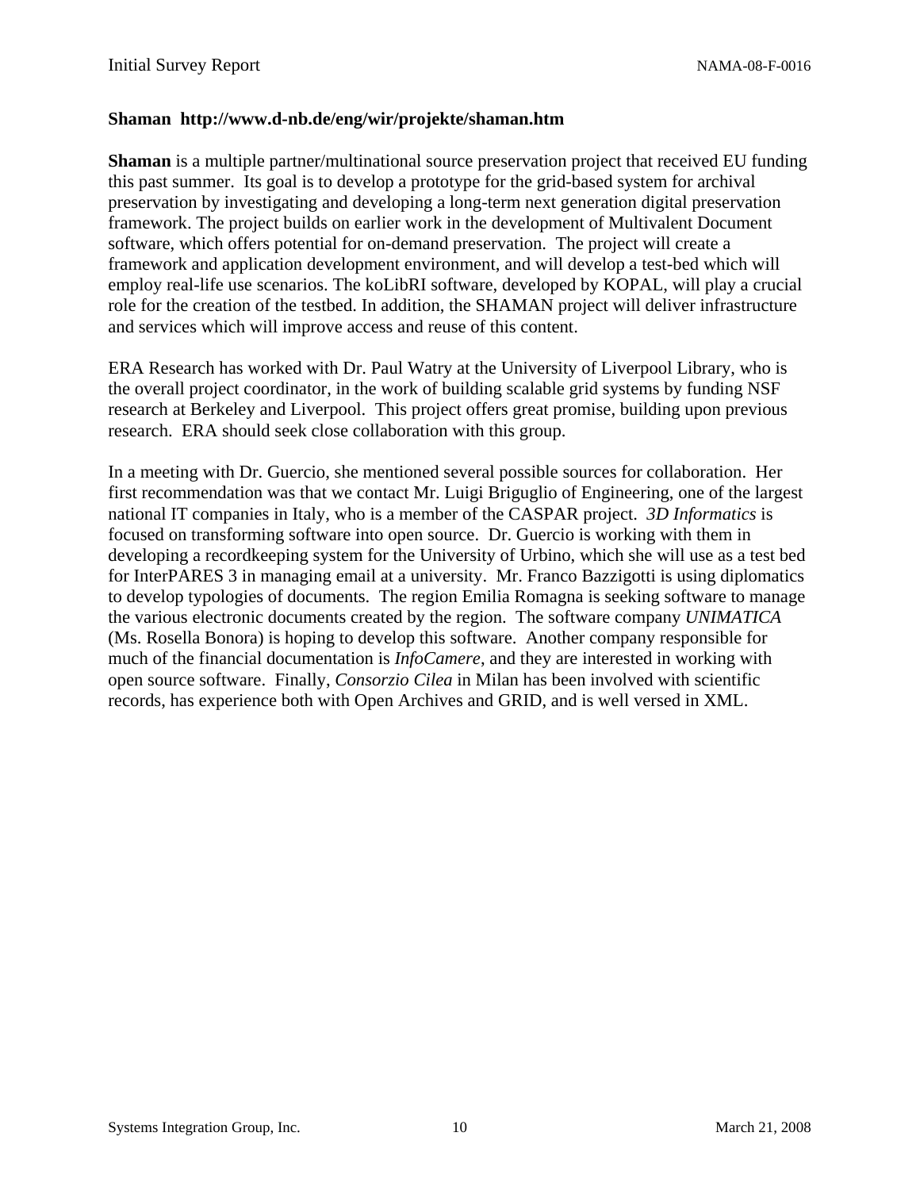**Shaman http://www.d-nb.de/eng/wir/projekte/shaman.htm**

**Shaman** is a multiple partner/multinational source preservation project that received EU funding this past summer. Its goal is to develop a prototype for the grid-based system for archival preservation by investigating and developing a long-term next generation digital preservation framework. The project builds on earlier work in the development of Multivalent Document software, which offers potential for on-demand preservation. The project will create a framework and application development environment, and will develop a test-bed which will employ real-life use scenarios. The koLibRI software, developed by KOPAL, will play a crucial role for the creation of the testbed. In addition, the SHAMAN project will deliver infrastructure and services which will improve access and reuse of this content.

ERA Research has worked with Dr. Paul Watry at the University of Liverpool Library, who is the overall project coordinator, in the work of building scalable grid systems by funding NSF research at Berkeley and Liverpool. This project offers great promise, building upon previous research. ERA should seek close collaboration with this group.

In a meeting with Dr. Guercio, she mentioned several possible sources for collaboration. Her first recommendation was that we contact Mr. Luigi Briguglio of Engineering, one of the largest national IT companies in Italy, who is a member of the CASPAR project. *3D Informatics* is focused on transforming software into open source. Dr. Guercio is working with them in developing a recordkeeping system for the University of Urbino, which she will use as a test bed for InterPARES 3 in managing email at a university. Mr. Franco Bazzigotti is using diplomatics to develop typologies of documents. The region Emilia Romagna is seeking software to manage the various electronic documents created by the region. The software company *UNIMATICA* (Ms. Rosella Bonora) is hoping to develop this software. Another company responsible for much of the financial documentation is *InfoCamere*, and they are interested in working with open source software. Finally, *Consorzio Cilea* in Milan has been involved with scientific records, has experience both with Open Archives and GRID, and is well versed in XML.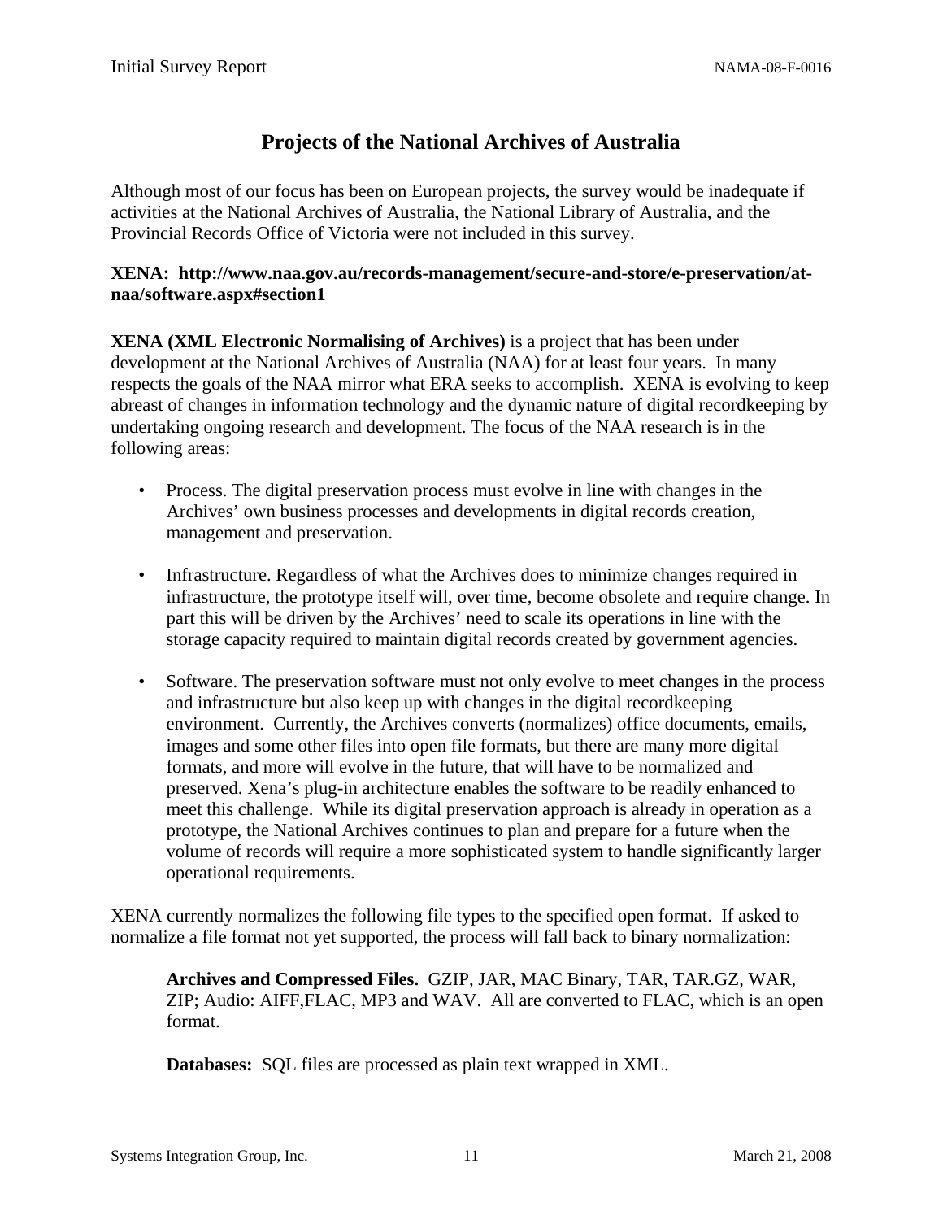## Projects of the National Archives of Australia

Although most of our focus has been on European projects, the survey would be inadequate if activities at the National Archives of Australia, the National Library of Australia, and the Provincial Records Office of Victoria were not included in this survey.

**XENA: http://www.naa.gov.au/records-management/secure-and-store/e-preservation/at-naa/software.aspx#section1**

**XENA (XML Electronic Normalising of Archives)** is a project that has been under development at the National Archives of Australia (NAA) for at least four years. In many respects the goals of the NAA mirror what ERA seeks to accomplish. XENA is evolving to keep abreast of changes in information technology and the dynamic nature of digital recordkeeping by undertaking ongoing research and development. The focus of the NAA research is in the following areas:

- Process. The digital preservation process must evolve in line with changes in the Archives' own business processes and developments in digital records creation, management and preservation.
- Infrastructure. Regardless of what the Archives does to minimize changes required in infrastructure, the prototype itself will, over time, become obsolete and require change. In part this will be driven by the Archives' need to scale its operations in line with the storage capacity required to maintain digital records created by government agencies.
- Software. The preservation software must not only evolve to meet changes in the process and infrastructure but also keep up with changes in the digital recordkeeping environment. Currently, the Archives converts (normalizes) office documents, emails, images and some other files into open file formats, but there are many more digital formats, and more will evolve in the future, that will have to be normalized and preserved. Xena's plug-in architecture enables the software to be readily enhanced to meet this challenge. While its digital preservation approach is already in operation as a prototype, the National Archives continues to plan and prepare for a future when the volume of records will require a more sophisticated system to handle significantly larger operational requirements.

XENA currently normalizes the following file types to the specified open format. If asked to normalize a file format not yet supported, the process will fall back to binary normalization:

**Archives and Compressed Files.** GZIP, JAR, MAC Binary, TAR, TAR.GZ, WAR, ZIP; Audio: AIFF,FLAC, MP3 and WAV. All are converted to FLAC, which is an open format.

**Databases:** SQL files are processed as plain text wrapped in XML.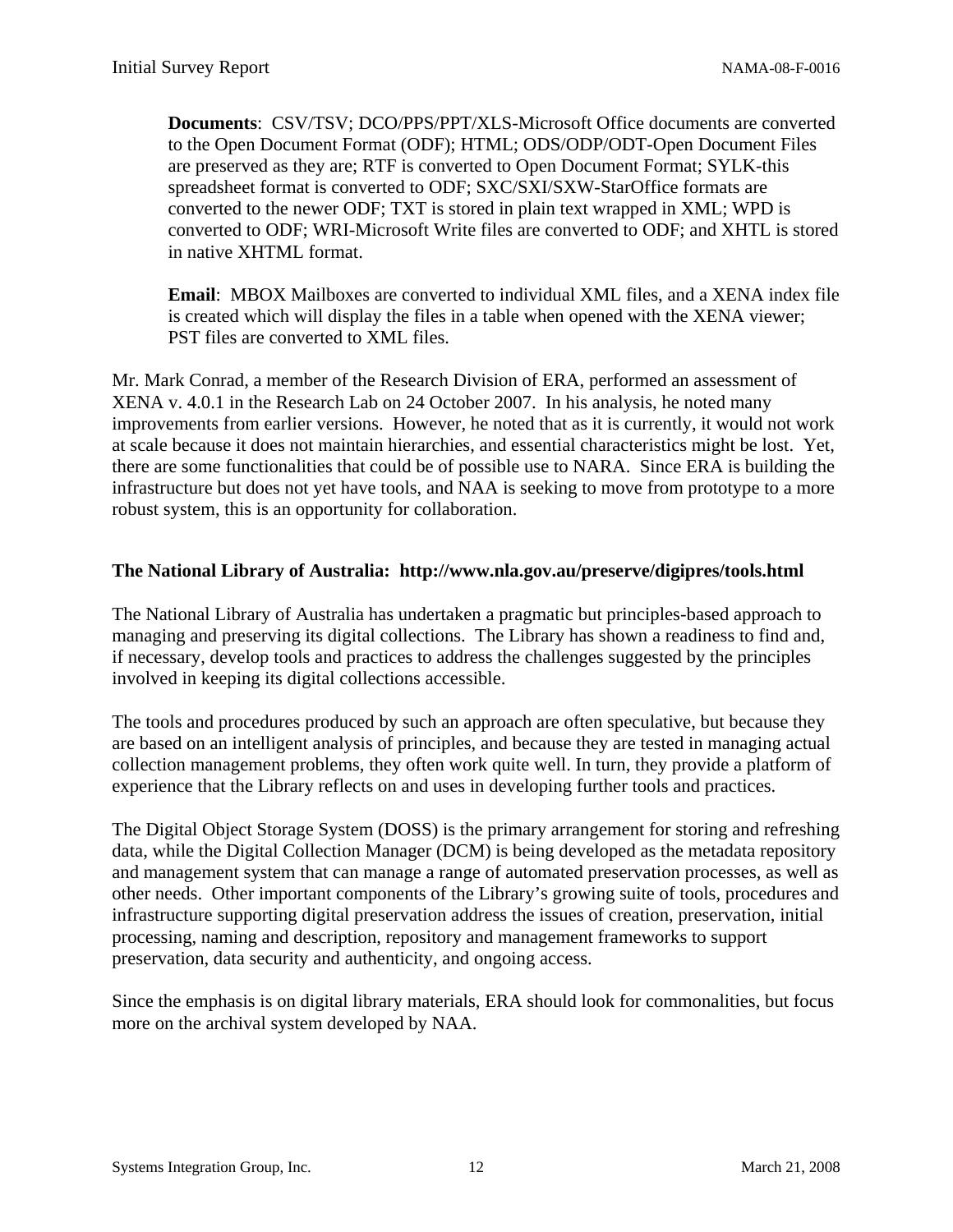**Documents**: CSV/TSV; DCO/PPS/PPT/XLS-Microsoft Office documents are converted to the Open Document Format (ODF); HTML; ODS/ODP/ODT-Open Document Files are preserved as they are; RTF is converted to Open Document Format; SYLK-this spreadsheet format is converted to ODF; SXC/SXI/SXW-StarOffice formats are converted to the newer ODF; TXT is stored in plain text wrapped in XML; WPD is converted to ODF; WRI-Microsoft Write files are converted to ODF; and XHTL is stored in native XHTML format.

**Email**: MBOX Mailboxes are converted to individual XML files, and a XENA index file is created which will display the files in a table when opened with the XENA viewer; PST files are converted to XML files.

Mr. Mark Conrad, a member of the Research Division of ERA, performed an assessment of XENA v. 4.0.1 in the Research Lab on 24 October 2007. In his analysis, he noted many improvements from earlier versions. However, he noted that as it is currently, it would not work at scale because it does not maintain hierarchies, and essential characteristics might be lost. Yet, there are some functionalities that could be of possible use to NARA. Since ERA is building the infrastructure but does not yet have tools, and NAA is seeking to move from prototype to a more robust system, this is an opportunity for collaboration.

**The National Library of Australia: http://www.nla.gov.au/preserve/digipres/tools.html**

The National Library of Australia has undertaken a pragmatic but principles-based approach to managing and preserving its digital collections. The Library has shown a readiness to find and, if necessary, develop tools and practices to address the challenges suggested by the principles involved in keeping its digital collections accessible.

The tools and procedures produced by such an approach are often speculative, but because they are based on an intelligent analysis of principles, and because they are tested in managing actual collection management problems, they often work quite well. In turn, they provide a platform of experience that the Library reflects on and uses in developing further tools and practices.

The Digital Object Storage System (DOSS) is the primary arrangement for storing and refreshing data, while the Digital Collection Manager (DCM) is being developed as the metadata repository and management system that can manage a range of automated preservation processes, as well as other needs. Other important components of the Library's growing suite of tools, procedures and infrastructure supporting digital preservation address the issues of creation, preservation, initial processing, naming and description, repository and management frameworks to support preservation, data security and authenticity, and ongoing access.

Since the emphasis is on digital library materials, ERA should look for commonalities, but focus more on the archival system developed by NAA.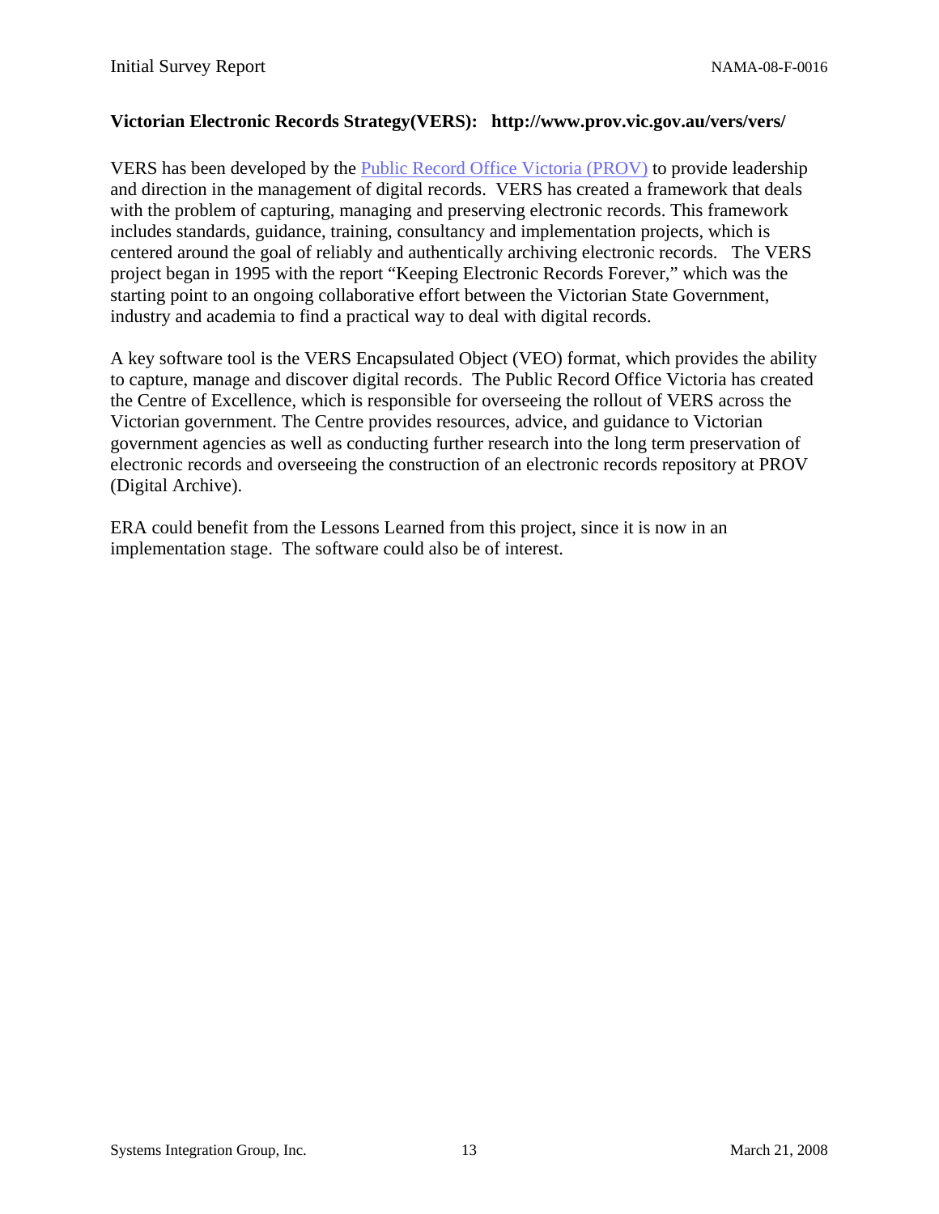**Victorian Electronic Records Strategy(VERS): http://www.prov.vic.gov.au/vers/vers/**

VERS has been developed by the Public Record Office Victoria (PROV) to provide leadership and direction in the management of digital records. VERS has created a framework that deals with the problem of capturing, managing and preserving electronic records. This framework includes standards, guidance, training, consultancy and implementation projects, which is centered around the goal of reliably and authentically archiving electronic records. The VERS project began in 1995 with the report "Keeping Electronic Records Forever," which was the starting point to an ongoing collaborative effort between the Victorian State Government, industry and academia to find a practical way to deal with digital records.

A key software tool is the VERS Encapsulated Object (VEO) format, which provides the ability to capture, manage and discover digital records. The Public Record Office Victoria has created the Centre of Excellence, which is responsible for overseeing the rollout of VERS across the Victorian government. The Centre provides resources, advice, and guidance to Victorian government agencies as well as conducting further research into the long term preservation of electronic records and overseeing the construction of an electronic records repository at PROV (Digital Archive).

ERA could benefit from the Lessons Learned from this project, since it is now in an implementation stage. The software could also be of interest.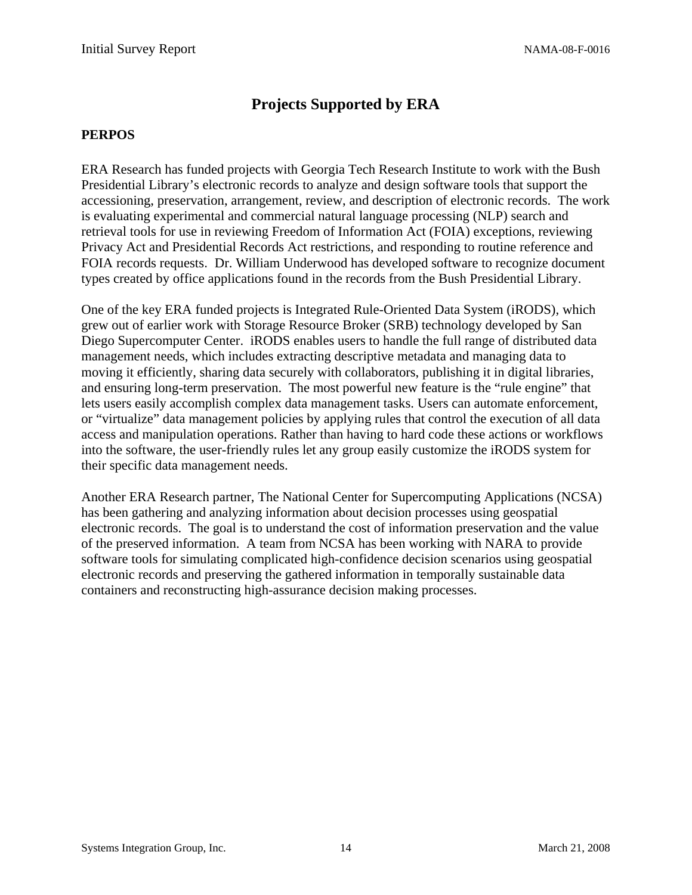# Projects Supported by ERA

## PERPOS

ERA Research has funded projects with Georgia Tech Research Institute to work with the Bush Presidential Library's electronic records to analyze and design software tools that support the accessioning, preservation, arrangement, review, and description of electronic records. The work is evaluating experimental and commercial natural language processing (NLP) search and retrieval tools for use in reviewing Freedom of Information Act (FOIA) exceptions, reviewing Privacy Act and Presidential Records Act restrictions, and responding to routine reference and FOIA records requests. Dr. William Underwood has developed software to recognize document types created by office applications found in the records from the Bush Presidential Library.

One of the key ERA funded projects is Integrated Rule-Oriented Data System (iRODS), which grew out of earlier work with Storage Resource Broker (SRB) technology developed by San Diego Supercomputer Center. iRODS enables users to handle the full range of distributed data management needs, which includes extracting descriptive metadata and managing data to moving it efficiently, sharing data securely with collaborators, publishing it in digital libraries, and ensuring long-term preservation. The most powerful new feature is the "rule engine" that lets users easily accomplish complex data management tasks. Users can automate enforcement, or "virtualize" data management policies by applying rules that control the execution of all data access and manipulation operations. Rather than having to hard code these actions or workflows into the software, the user-friendly rules let any group easily customize the iRODS system for their specific data management needs.

Another ERA Research partner, The National Center for Supercomputing Applications (NCSA) has been gathering and analyzing information about decision processes using geospatial electronic records. The goal is to understand the cost of information preservation and the value of the preserved information. A team from NCSA has been working with NARA to provide software tools for simulating complicated high-confidence decision scenarios using geospatial electronic records and preserving the gathered information in temporally sustainable data containers and reconstructing high-assurance decision making processes.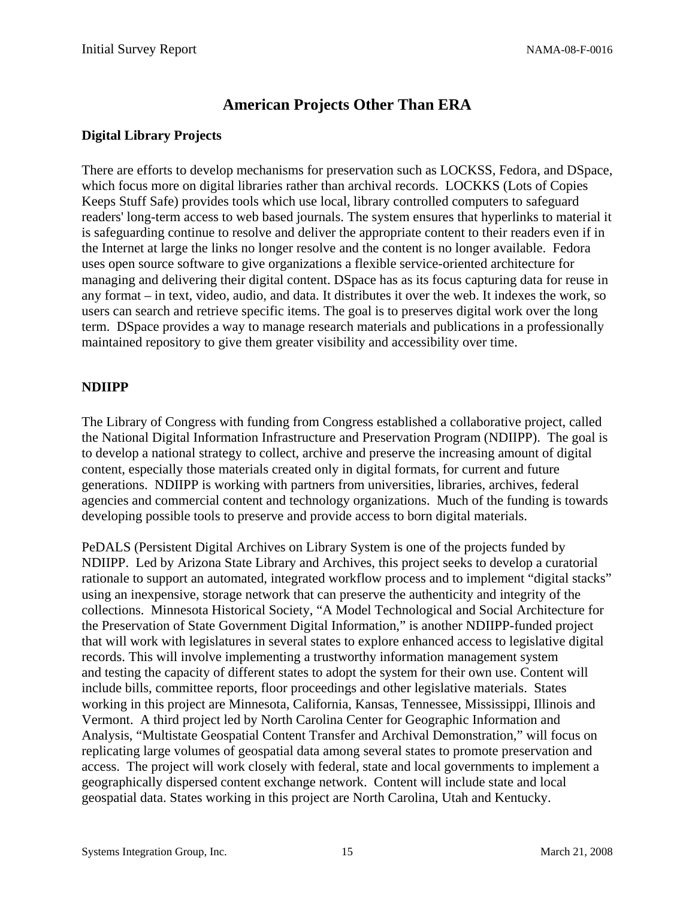# American Projects Other Than ERA

### Digital Library Projects

There are efforts to develop mechanisms for preservation such as LOCKSS, Fedora, and DSpace, which focus more on digital libraries rather than archival records. LOCKKS (Lots of Copies Keeps Stuff Safe) provides tools which use local, library controlled computers to safeguard readers' long-term access to web based journals. The system ensures that hyperlinks to material it is safeguarding continue to resolve and deliver the appropriate content to their readers even if in the Internet at large the links no longer resolve and the content is no longer available. Fedora uses open source software to give organizations a flexible service-oriented architecture for managing and delivering their digital content. DSpace has as its focus capturing data for reuse in any format – in text, video, audio, and data. It distributes it over the web. It indexes the work, so users can search and retrieve specific items. The goal is to preserves digital work over the long term. DSpace provides a way to manage research materials and publications in a professionally maintained repository to give them greater visibility and accessibility over time.

### NDIIPP

The Library of Congress with funding from Congress established a collaborative project, called the National Digital Information Infrastructure and Preservation Program (NDIIPP). The goal is to develop a national strategy to collect, archive and preserve the increasing amount of digital content, especially those materials created only in digital formats, for current and future generations. NDIIPP is working with partners from universities, libraries, archives, federal agencies and commercial content and technology organizations. Much of the funding is towards developing possible tools to preserve and provide access to born digital materials.

PeDALS (Persistent Digital Archives on Library System is one of the projects funded by NDIIPP. Led by Arizona State Library and Archives, this project seeks to develop a curatorial rationale to support an automated, integrated workflow process and to implement "digital stacks" using an inexpensive, storage network that can preserve the authenticity and integrity of the collections. Minnesota Historical Society, "A Model Technological and Social Architecture for the Preservation of State Government Digital Information," is another NDIIPP-funded project that will work with legislatures in several states to explore enhanced access to legislative digital records. This will involve implementing a trustworthy information management system and testing the capacity of different states to adopt the system for their own use. Content will include bills, committee reports, floor proceedings and other legislative materials. States working in this project are Minnesota, California, Kansas, Tennessee, Mississippi, Illinois and Vermont. A third project led by North Carolina Center for Geographic Information and Analysis, "Multistate Geospatial Content Transfer and Archival Demonstration," will focus on replicating large volumes of geospatial data among several states to promote preservation and access. The project will work closely with federal, state and local governments to implement a geographically dispersed content exchange network. Content will include state and local geospatial data. States working in this project are North Carolina, Utah and Kentucky.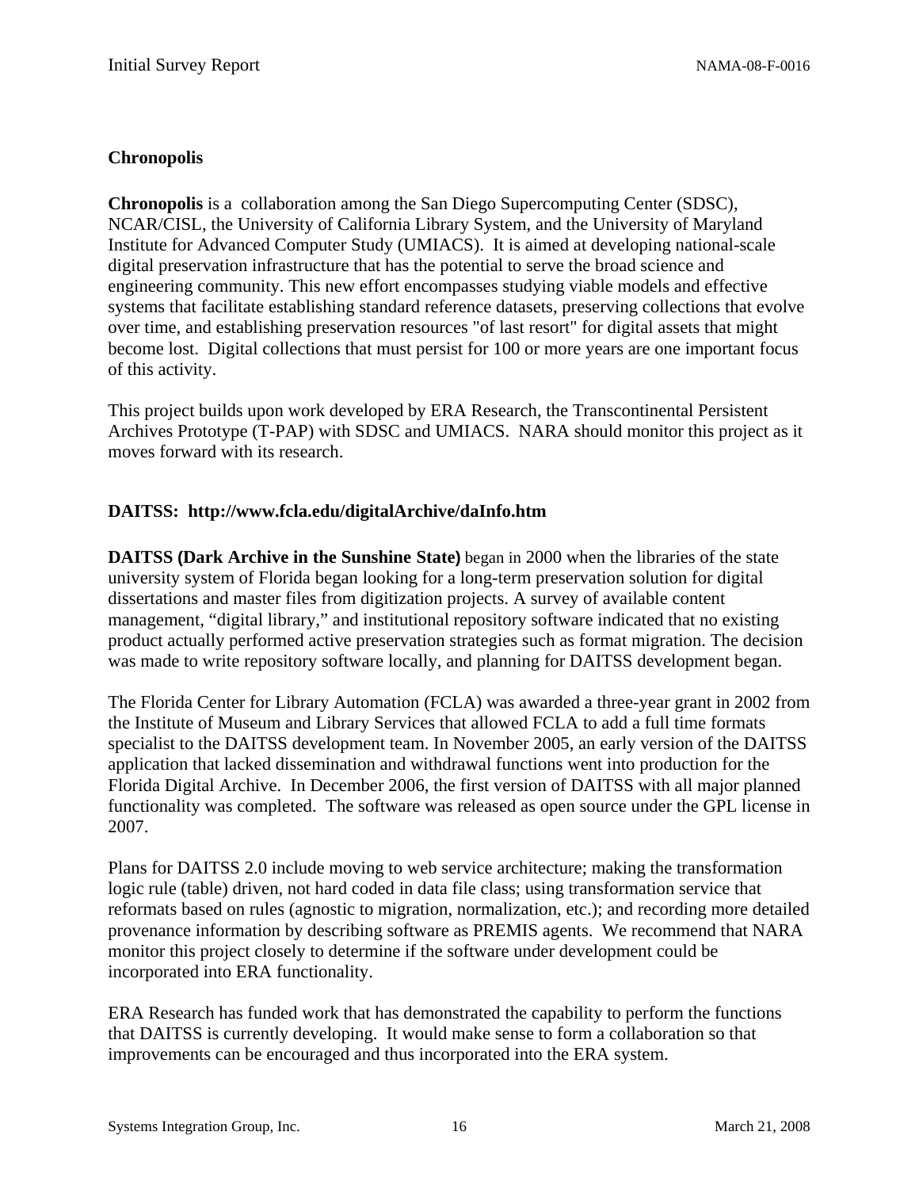### Chronopolis

**Chronopolis** is a collaboration among the San Diego Supercomputing Center (SDSC), NCAR/CISL, the University of California Library System, and the University of Maryland Institute for Advanced Computer Study (UMIACS). It is aimed at developing national-scale digital preservation infrastructure that has the potential to serve the broad science and engineering community. This new effort encompasses studying viable models and effective systems that facilitate establishing standard reference datasets, preserving collections that evolve over time, and establishing preservation resources "of last resort" for digital assets that might become lost. Digital collections that must persist for 100 or more years are one important focus of this activity.

This project builds upon work developed by ERA Research, the Transcontinental Persistent Archives Prototype (T-PAP) with SDSC and UMIACS. NARA should monitor this project as it moves forward with its research.

### DAITSS: http://www.fcla.edu/digitalArchive/daInfo.htm

**DAITSS (Dark Archive in the Sunshine State)** began in 2000 when the libraries of the state university system of Florida began looking for a long-term preservation solution for digital dissertations and master files from digitization projects. A survey of available content management, "digital library," and institutional repository software indicated that no existing product actually performed active preservation strategies such as format migration. The decision was made to write repository software locally, and planning for DAITSS development began.

The Florida Center for Library Automation (FCLA) was awarded a three-year grant in 2002 from the Institute of Museum and Library Services that allowed FCLA to add a full time formats specialist to the DAITSS development team. In November 2005, an early version of the DAITSS application that lacked dissemination and withdrawal functions went into production for the Florida Digital Archive. In December 2006, the first version of DAITSS with all major planned functionality was completed. The software was released as open source under the GPL license in 2007.

Plans for DAITSS 2.0 include moving to web service architecture; making the transformation logic rule (table) driven, not hard coded in data file class; using transformation service that reformats based on rules (agnostic to migration, normalization, etc.); and recording more detailed provenance information by describing software as PREMIS agents. We recommend that NARA monitor this project closely to determine if the software under development could be incorporated into ERA functionality.

ERA Research has funded work that has demonstrated the capability to perform the functions that DAITSS is currently developing. It would make sense to form a collaboration so that improvements can be encouraged and thus incorporated into the ERA system.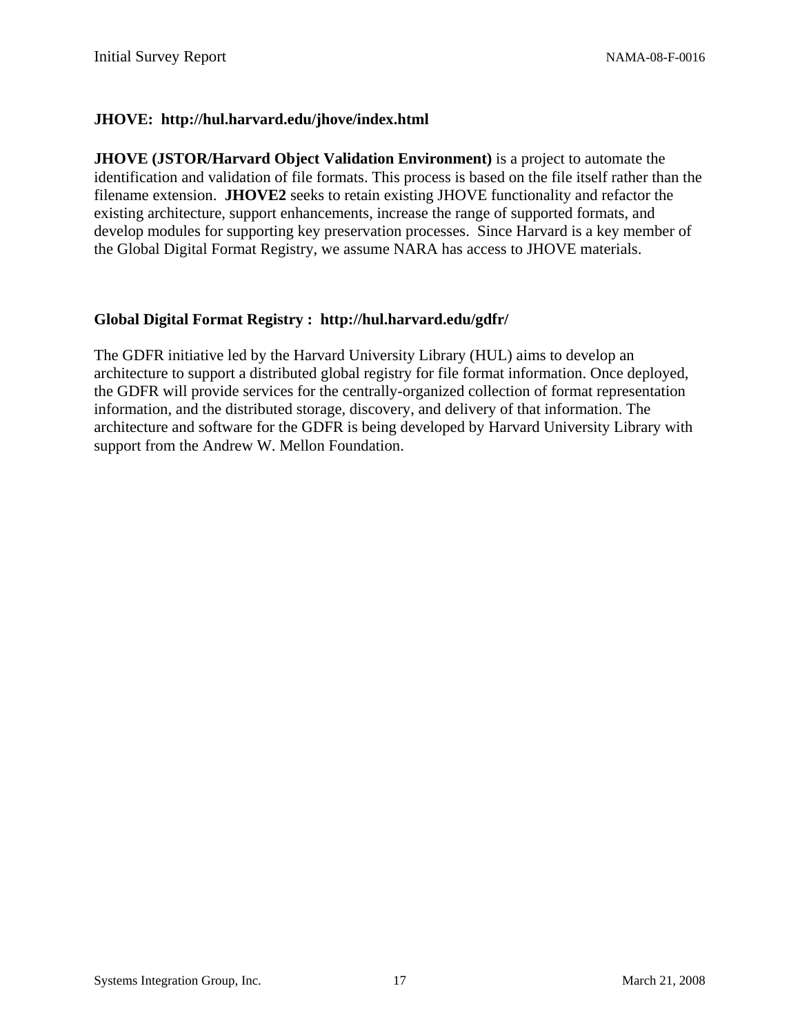**JHOVE:  http://hul.harvard.edu/jhove/index.html**

**JHOVE (JSTOR/Harvard Object Validation Environment)** is a project to automate the identification and validation of file formats. This process is based on the file itself rather than the filename extension.  **JHOVE2** seeks to retain existing JHOVE functionality and refactor the existing architecture, support enhancements, increase the range of supported formats, and develop modules for supporting key preservation processes.  Since Harvard is a key member of the Global Digital Format Registry, we assume NARA has access to JHOVE materials.

**Global Digital Format Registry :  http://hul.harvard.edu/gdfr/**

The GDFR initiative led by the Harvard University Library (HUL) aims to develop an architecture to support a distributed global registry for file format information. Once deployed, the GDFR will provide services for the centrally-organized collection of format representation information, and the distributed storage, discovery, and delivery of that information. The architecture and software for the GDFR is being developed by Harvard University Library with support from the Andrew W. Mellon Foundation.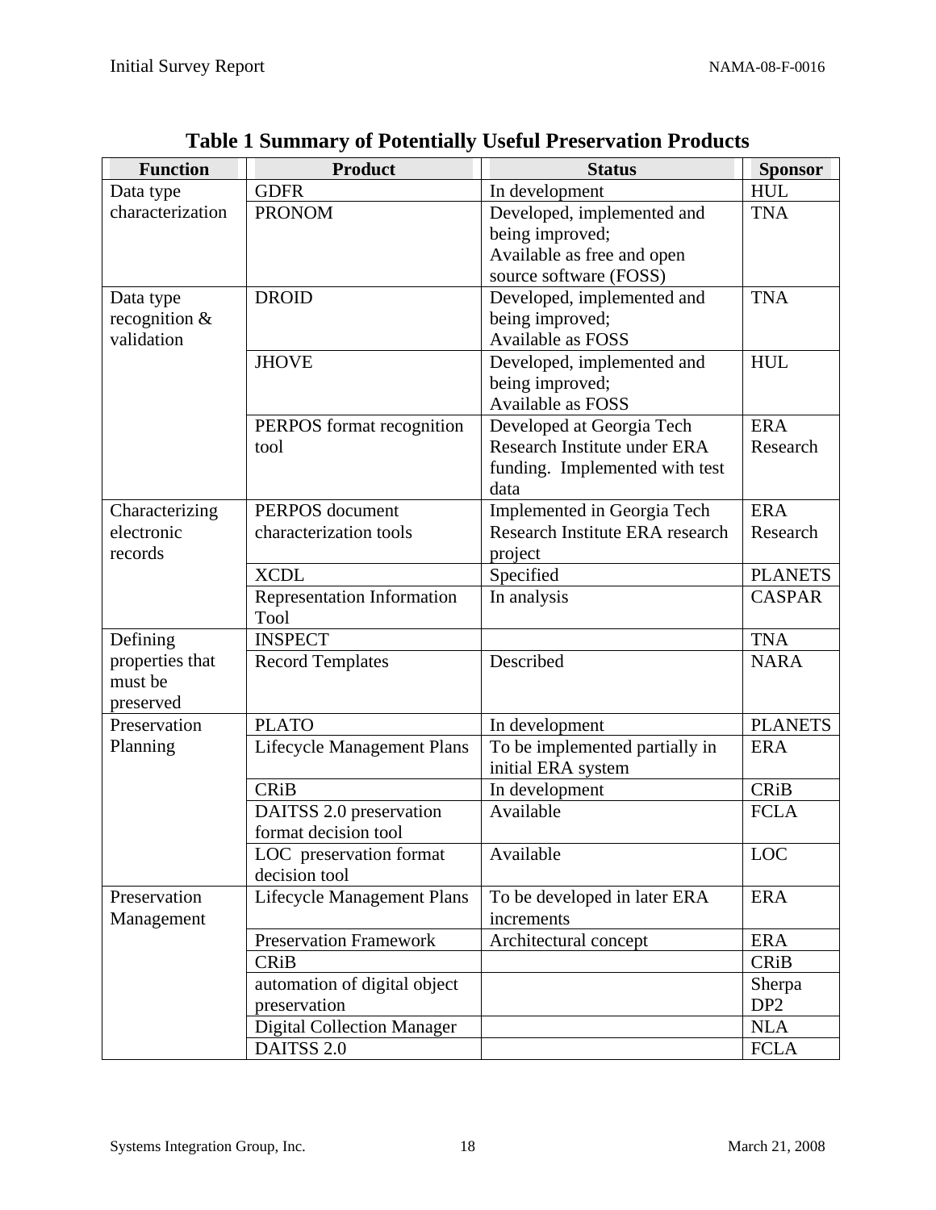**Table 1 Summary of Potentially Useful Preservation Products**

| Function | Product | Status | Sponsor |
|---|---|---|---|
| Data type characterization | GDFR | In development | HUL |
| | PRONOM | Developed, implemented and being improved; Available as free and open source software (FOSS) | TNA |
| Data type recognition & validation | DROID | Developed, implemented and being improved; Available as FOSS | TNA |
| | JHOVE | Developed, implemented and being improved; Available as FOSS | HUL |
| | PERPOS format recognition tool | Developed at Georgia Tech Research Institute under ERA funding. Implemented with test data | ERA Research |
| Characterizing electronic records | PERPOS document characterization tools | Implemented in Georgia Tech Research Institute ERA research project | ERA Research |
| | XCDL | Specified | PLANETS |
| | Representation Information Tool | In analysis | CASPAR |
| Defining properties that must be preserved | INSPECT | | TNA |
| | Record Templates | Described | NARA |
| Preservation Planning | PLATO | In development | PLANETS |
| | Lifecycle Management Plans | To be implemented partially in initial ERA system | ERA |
| | CRiB | In development | CRiB |
| | DAITSS 2.0 preservation format decision tool | Available | FCLA |
| | LOC preservation format decision tool | Available | LOC |
| Preservation Management | Lifecycle Management Plans | To be developed in later ERA increments | ERA |
| | Preservation Framework | Architectural concept | ERA |
| | CRiB | | CRiB |
| | automation of digital object preservation | | Sherpa DP2 |
| | Digital Collection Manager | | NLA |
| | DAITSS 2.0 | | FCLA |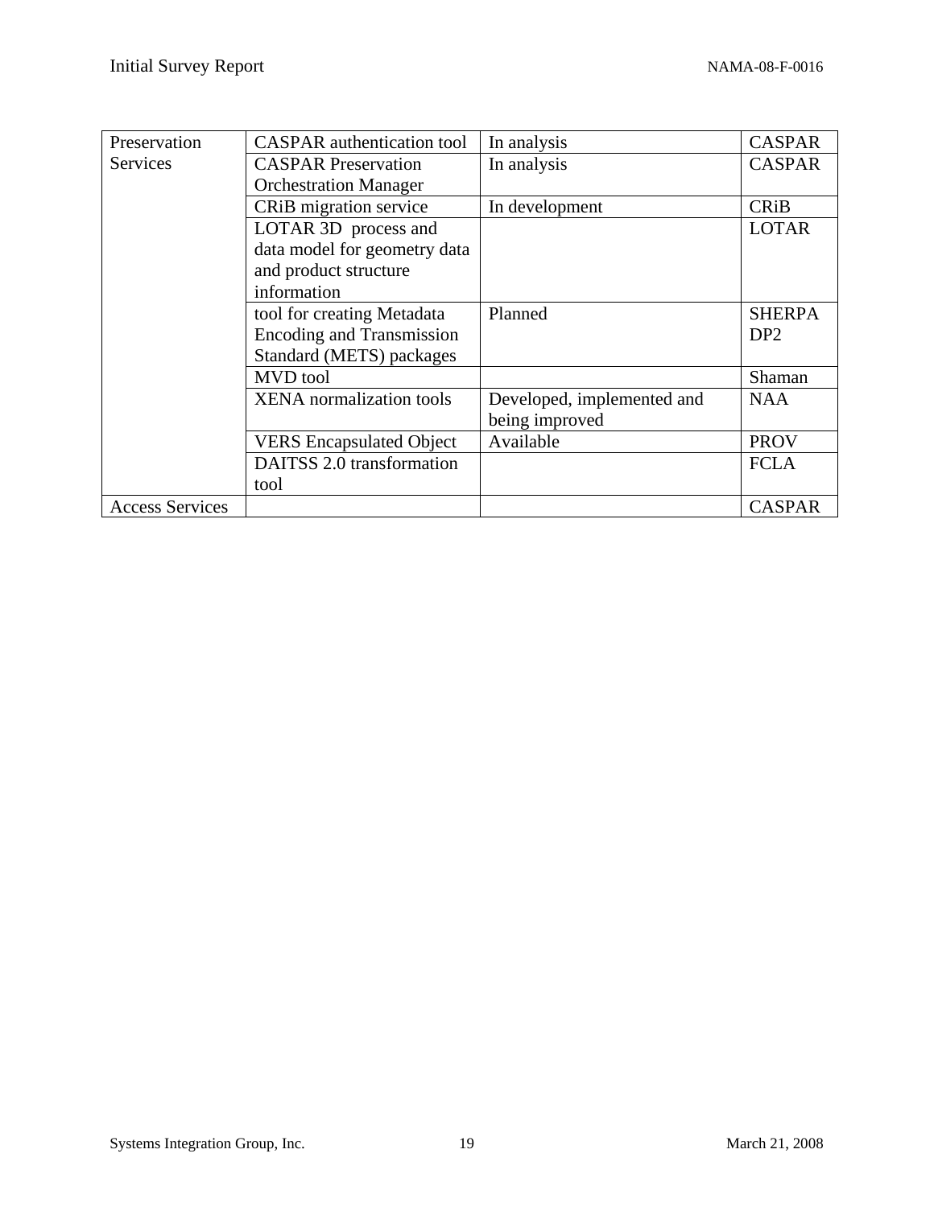| | | | |
|---|---|---|---|
| Preservation Services | CASPAR authentication tool | In analysis | CASPAR |
| | CASPAR Preservation Orchestration Manager | In analysis | CASPAR |
| | CRiB migration service | In development | CRiB |
| | LOTAR 3D process and data model for geometry data and product structure information | | LOTAR |
| | tool for creating Metadata Encoding and Transmission Standard (METS) packages | Planned | SHERPA DP2 |
| | MVD tool | | Shaman |
| | XENA normalization tools | Developed, implemented and being improved | NAA |
| | VERS Encapsulated Object | Available | PROV |
| | DAITSS 2.0 transformation tool | | FCLA |
| Access Services | | | CASPAR |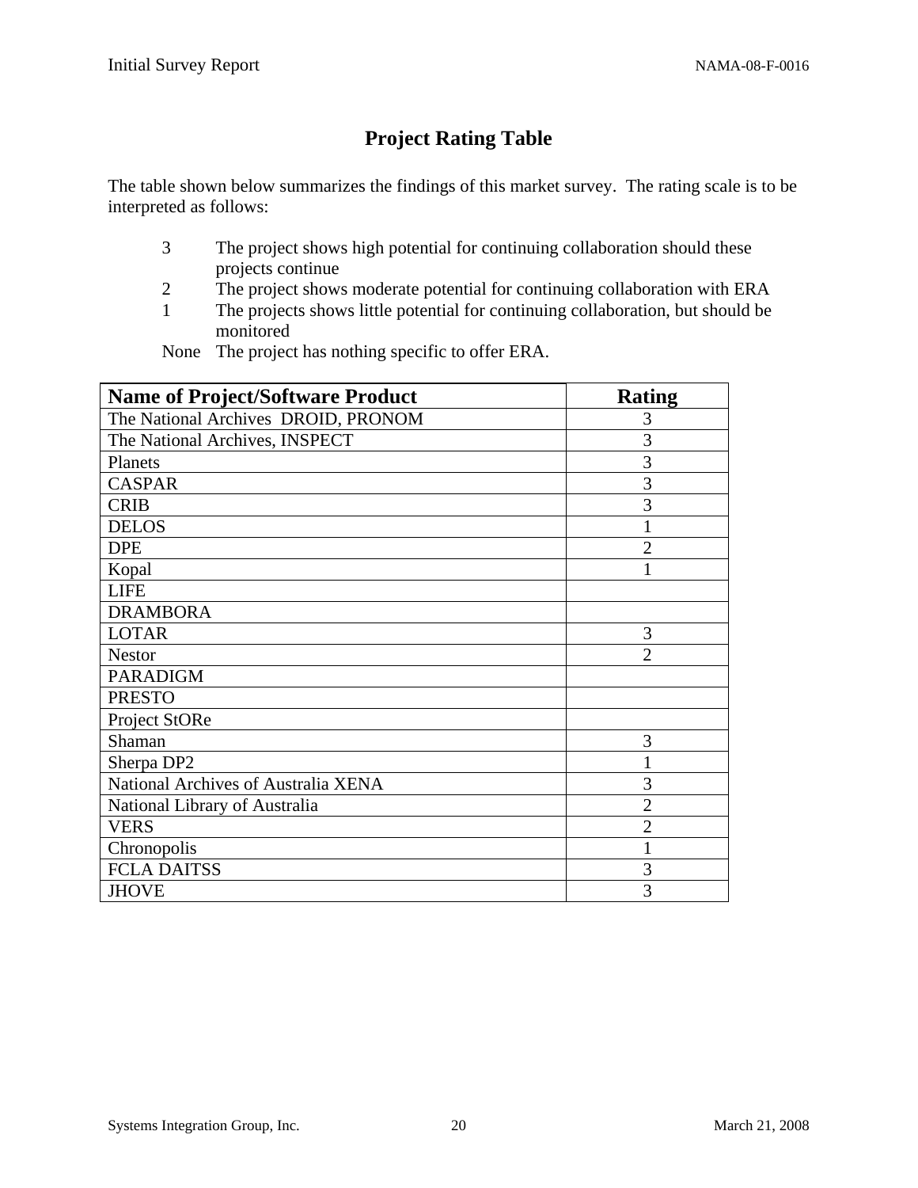## Project Rating Table

The table shown below summarizes the findings of this market survey. The rating scale is to be interpreted as follows:

- 3 The project shows high potential for continuing collaboration should these projects continue
- 2 The project shows moderate potential for continuing collaboration with ERA
- 1 The projects shows little potential for continuing collaboration, but should be monitored
- None The project has nothing specific to offer ERA.

| Name of Project/Software Product | Rating |
|---|---|
| The National Archives DROID, PRONOM | 3 |
| The National Archives, INSPECT | 3 |
| Planets | 3 |
| CASPAR | 3 |
| CRIB | 3 |
| DELOS | 1 |
| DPE | 2 |
| Kopal | 1 |
| LIFE | |
| DRAMBORA | |
| LOTAR | 3 |
| Nestor | 2 |
| PARADIGM | |
| PRESTO | |
| Project StORe | |
| Shaman | 3 |
| Sherpa DP2 | 1 |
| National Archives of Australia XENA | 3 |
| National Library of Australia | 2 |
| VERS | 2 |
| Chronopolis | 1 |
| FCLA DAITSS | 3 |
| JHOVE | 3 |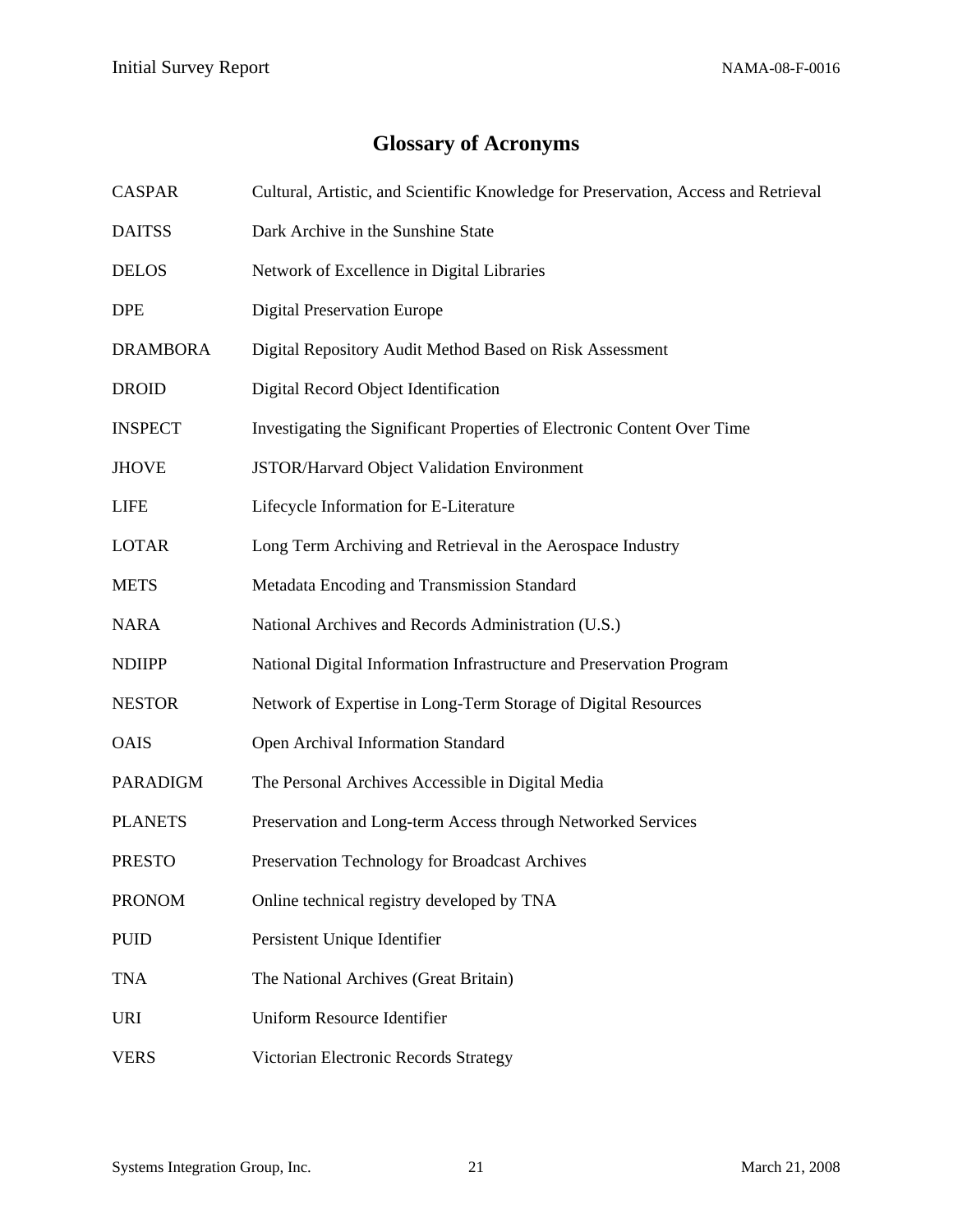# Glossary of Acronyms

| | |
|---|---|
| CASPAR | Cultural, Artistic, and Scientific Knowledge for Preservation, Access and Retrieval |
| DAITSS | Dark Archive in the Sunshine State |
| DELOS | Network of Excellence in Digital Libraries |
| DPE | Digital Preservation Europe |
| DRAMBORA | Digital Repository Audit Method Based on Risk Assessment |
| DROID | Digital Record Object Identification |
| INSPECT | Investigating the Significant Properties of Electronic Content Over Time |
| JHOVE | JSTOR/Harvard Object Validation Environment |
| LIFE | Lifecycle Information for E-Literature |
| LOTAR | Long Term Archiving and Retrieval in the Aerospace Industry |
| METS | Metadata Encoding and Transmission Standard |
| NARA | National Archives and Records Administration (U.S.) |
| NDIIPP | National Digital Information Infrastructure and Preservation Program |
| NESTOR | Network of Expertise in Long-Term Storage of Digital Resources |
| OAIS | Open Archival Information Standard |
| PARADIGM | The Personal Archives Accessible in Digital Media |
| PLANETS | Preservation and Long-term Access through Networked Services |
| PRESTO | Preservation Technology for Broadcast Archives |
| PRONOM | Online technical registry developed by TNA |
| PUID | Persistent Unique Identifier |
| TNA | The National Archives (Great Britain) |
| URI | Uniform Resource Identifier |
| VERS | Victorian Electronic Records Strategy |